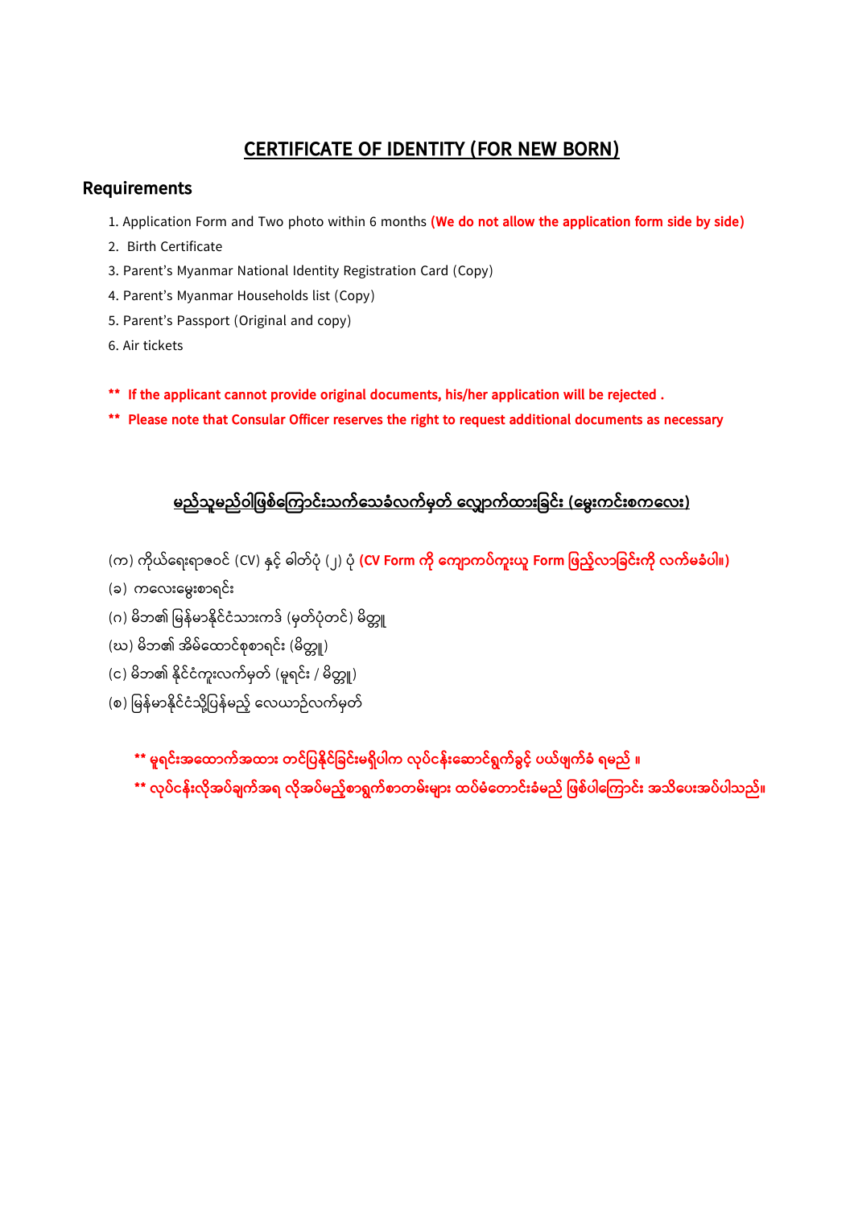# CERTIFICATE OF IDENTITY (FOR NEW BORN)

## Requirements

1. Application Form and Two photo within 6 months **(We do not allow the application form side by side)**
2. Birth Certificate
3. Parent's Myanmar National Identity Registration Card (Copy)
4. Parent's Myanmar Households list (Copy)
5. Parent's Passport (Original and copy)
6. Air tickets

**\*\* If the applicant cannot provide original documents, his/her application will be rejected .**

**\*\* Please note that Consular Officer reserves the right to request additional documents as necessary**

# မည်သူမည်ဝါဖြစ်ကြောင်းသက်သေခံလက်မှတ် လျှောက်ထားခြင်း (မွေးကင်းစကလေး)

(က) ကိုယ်ရေးရာဇဝင် (CV) နှင့် ဓါတ်ပုံ (၂) ပုံ **(CV Form ကို ကျောကပ်ကူးယူ Form ဖြည့်လာခြင်းကို လက်မခံပါ။)**

(ခ) ကလေးမွေးစာရင်း

(ဂ) မိဘ၏ မြန်မာနိုင်ငံသားကဒ် (မှတ်ပုံတင်) မိတ္တူ

(ဃ) မိဘ၏ အိမ်ထောင်စုစာရင်း (မိတ္တူ)

(င) မိဘ၏ နိုင်ငံကူးလက်မှတ် (မူရင်း / မိတ္တူ)

(စ) မြန်မာနိုင်ငံသို့ပြန်မည့် လေယာဉ်လက်မှတ်

**\*\* မူရင်းအထောက်အထား တင်ပြနိုင်ခြင်းမရှိပါက လုပ်ငန်းဆောင်ရွက်ခွင့် ပယ်ဖျက်ခံ ရမည် ။**

**\*\* လုပ်ငန်းလိုအပ်ချက်အရ လိုအပ်မည့်စာရွက်စာတမ်းများ ထပ်မံတောင်းခံမည် ဖြစ်ပါကြောင်း အသိပေးအပ်ပါသည်။**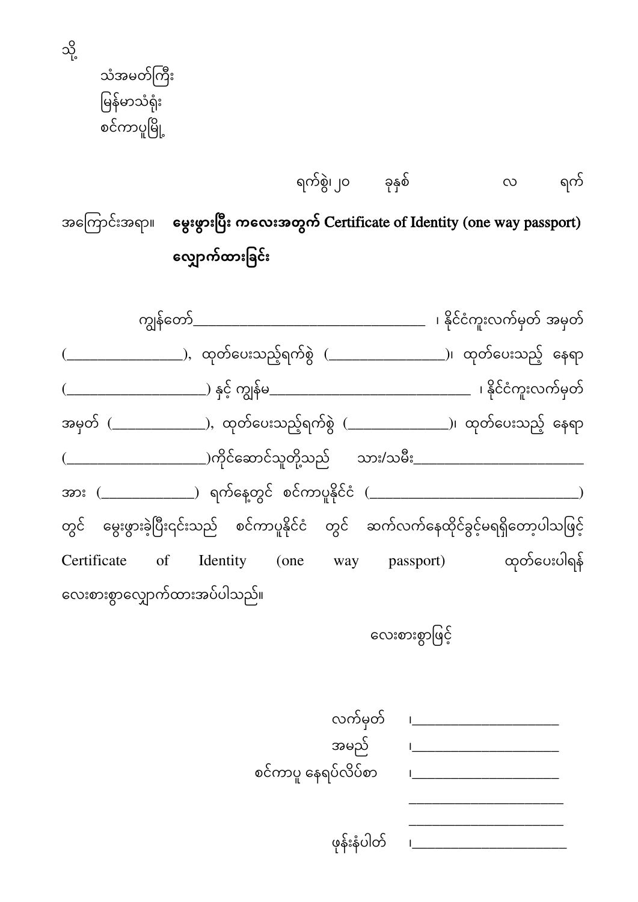သို့

သံအမတ်ကြီး
မြန်မာသံရုံး
စင်ကာပူမြို့

ရက်စွဲ၊ ၂၀ ခုနှစ် လ ရက်

အကြောင်းအရာ။ **မွေးဖွားပြီး ကလေးအတွက် Certificate of Identity (one way passport) လျှောက်ထားခြင်း**

ကျွန်တော်________________________________ ၊ နိုင်ငံကူးလက်မှတ် အမှတ် (________________), ထုတ်ပေးသည့်ရက်စွဲ (________________)၊ ထုတ်ပေးသည့် နေရာ (____________________) နှင့် ကျွန်မ____________________________ ၊ နိုင်ငံကူးလက်မှတ် အမှတ် (_____________), ထုတ်ပေးသည့်ရက်စွဲ (______________)၊ ထုတ်ပေးသည့် နေရာ (____________________)ကိုင်ဆောင်သူတို့သည် သား/သမီး_______________________ အား (_____________) ရက်နေ့တွင် စင်ကာပူနိုင်ငံ (_____________________________) တွင် မွေးဖွားခဲ့ပြီးၿငင်းသည် စင်ကာပူနိုင်ငံ တွင် ဆက်လက်နေထိုင်ခွင့်မရရှိတော့ပါသဖြင့် Certificate of Identity (one way passport) ထုတ်ပေးပါရန် လေးစားစွာလျှောက်ထားအပ်ပါသည်။

လေးစားစွာဖြင့်

လက်မှတ် ၊____________________

အမည် ၊____________________

စင်ကာပူ နေရပ်လိပ်စာ ၊____________________

____________________

____________________

ဖုန်းနံပါတ် ၊____________________